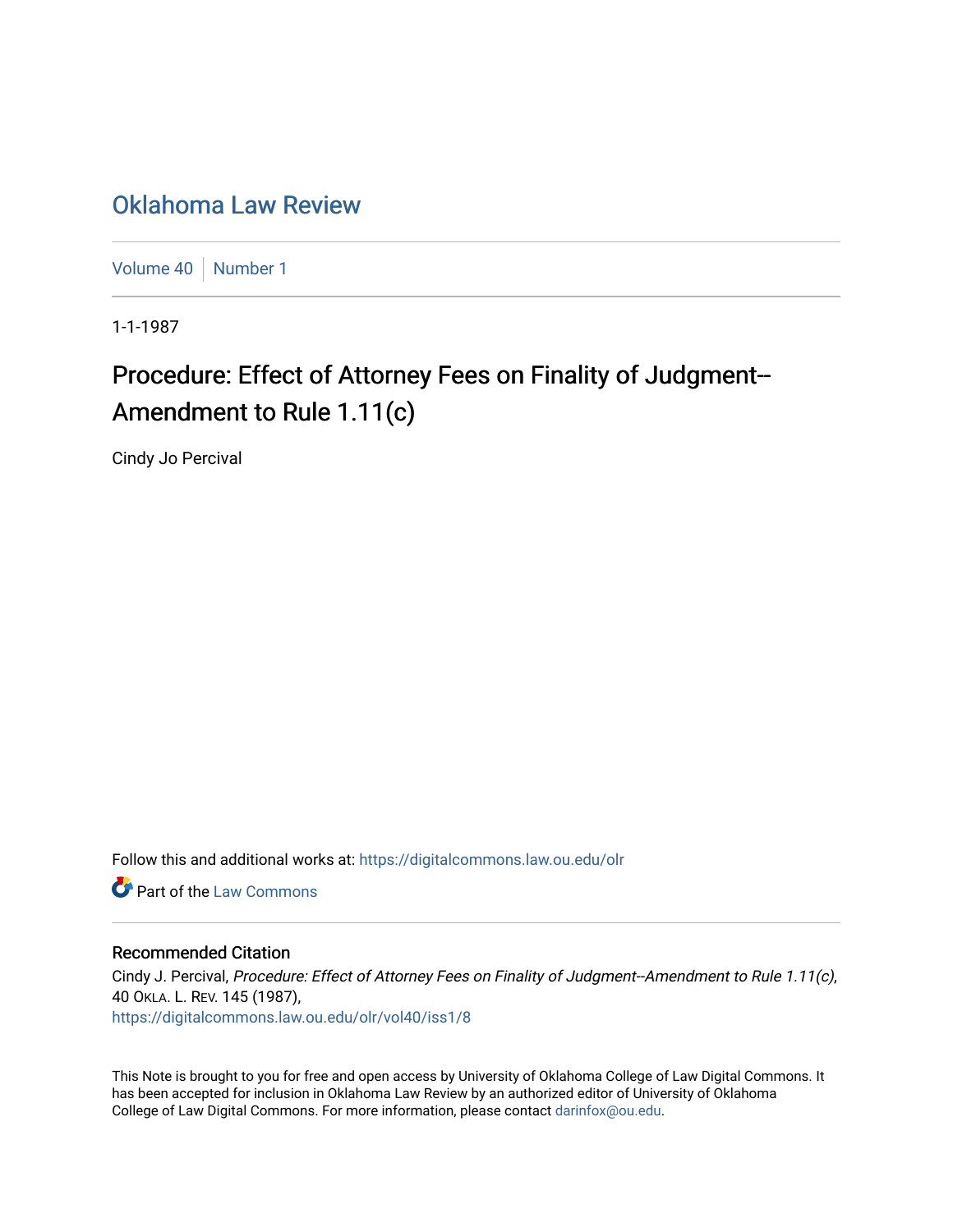# Oklahoma Law Review

Volume 40 | Number 1

1-1-1987

## Procedure: Effect of Attorney Fees on Finality of Judgment--Amendment to Rule 1.11(c)

Cindy Jo Percival

Follow this and additional works at: https://digitalcommons.law.ou.edu/olr

Part of the Law Commons

### Recommended Citation

Cindy J. Percival, *Procedure: Effect of Attorney Fees on Finality of Judgment--Amendment to Rule 1.11(c)*, 40 OKLA. L. REV. 145 (1987),
https://digitalcommons.law.ou.edu/olr/vol40/iss1/8

This Note is brought to you for free and open access by University of Oklahoma College of Law Digital Commons. It has been accepted for inclusion in Oklahoma Law Review by an authorized editor of University of Oklahoma College of Law Digital Commons. For more information, please contact darinfox@ou.edu.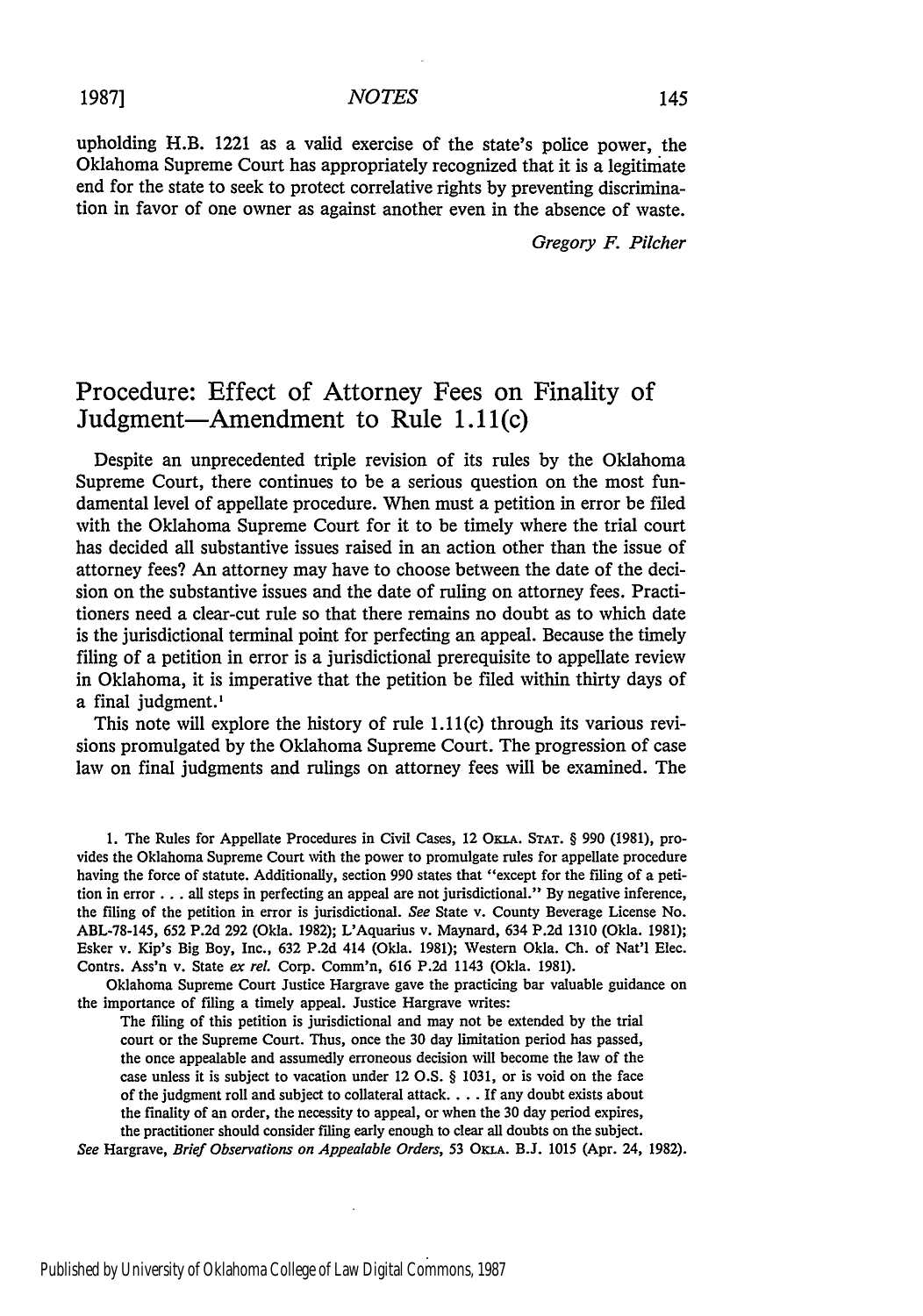upholding H.B. 1221 as a valid exercise of the state's police power, the Oklahoma Supreme Court has appropriately recognized that it is a legitimate end for the state to seek to protect correlative rights by preventing discrimination in favor of one owner as against another even in the absence of waste.

*Gregory F. Pilcher*

## Procedure: Effect of Attorney Fees on Finality of Judgment—Amendment to Rule 1.11(c)

Despite an unprecedented triple revision of its rules by the Oklahoma Supreme Court, there continues to be a serious question on the most fundamental level of appellate procedure. When must a petition in error be filed with the Oklahoma Supreme Court for it to be timely where the trial court has decided all substantive issues raised in an action other than the issue of attorney fees? An attorney may have to choose between the date of the decision on the substantive issues and the date of ruling on attorney fees. Practitioners need a clear-cut rule so that there remains no doubt as to which date is the jurisdictional terminal point for perfecting an appeal. Because the timely filing of a petition in error is a jurisdictional prerequisite to appellate review in Oklahoma, it is imperative that the petition be filed within thirty days of a final judgment.[1]

This note will explore the history of rule 1.11(c) through its various revisions promulgated by the Oklahoma Supreme Court. The progression of case law on final judgments and rulings on attorney fees will be examined. The

---

1. The Rules for Appellate Procedures in Civil Cases, 12 OKLA. STAT. § 990 (1981), provides the Oklahoma Supreme Court with the power to promulgate rules for appellate procedure having the force of statute. Additionally, section 990 states that "except for the filing of a petition in error . . . all steps in perfecting an appeal are not jurisdictional." By negative inference, the filing of the petition in error is jurisdictional. *See* State v. County Beverage License No. ABL-78-145, 652 P.2d 292 (Okla. 1982); L'Aquarius v. Maynard, 634 P.2d 1310 (Okla. 1981); Esker v. Kip's Big Boy, Inc., 632 P.2d 414 (Okla. 1981); Western Okla. Ch. of Nat'l Elec. Contrs. Ass'n v. State *ex rel.* Corp. Comm'n, 616 P.2d 1143 (Okla. 1981).

Oklahoma Supreme Court Justice Hargrave gave the practicing bar valuable guidance on the importance of filing a timely appeal. Justice Hargrave writes:

> The filing of this petition is jurisdictional and may not be extended by the trial court or the Supreme Court. Thus, once the 30 day limitation period has passed, the once appealable and assumedly erroneous decision will become the law of the case unless it is subject to vacation under 12 O.S. § 1031, or is void on the face of the judgment roll and subject to collateral attack. . . . If any doubt exists about the finality of an order, the necessity to appeal, or when the 30 day period expires, the practitioner should consider filing early enough to clear all doubts on the subject.

*See* Hargrave, *Brief Observations on Appealable Orders*, 53 OKLA. B.J. 1015 (Apr. 24, 1982).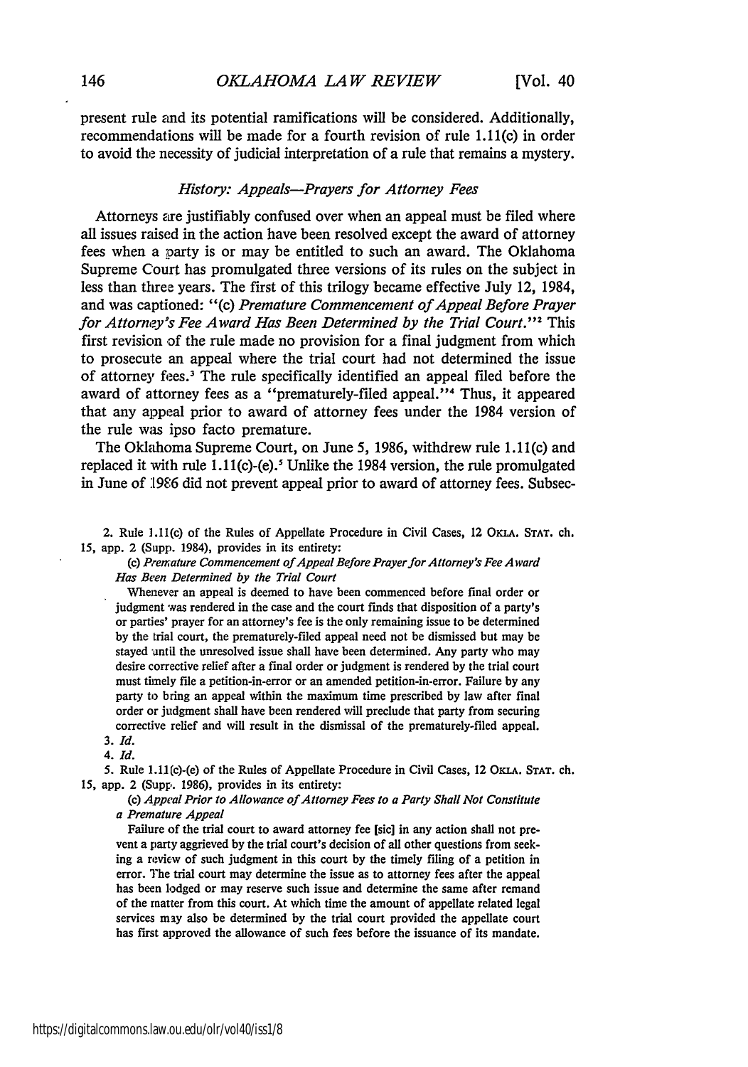present rule and its potential ramifications will be considered. Additionally, recommendations will be made for a fourth revision of rule 1.11(c) in order to avoid the necessity of judicial interpretation of a rule that remains a mystery.

### *History: Appeals—Prayers for Attorney Fees*

Attorneys are justifiably confused over when an appeal must be filed where all issues raised in the action have been resolved except the award of attorney fees when a party is or may be entitled to such an award. The Oklahoma Supreme Court has promulgated three versions of its rules on the subject in less than three years. The first of this trilogy became effective July 12, 1984, and was captioned: "(c) *Premature Commencement of Appeal Before Prayer for Attorney's Fee Award Has Been Determined by the Trial Court.*"[2] This first revision of the rule made no provision for a final judgment from which to prosecute an appeal where the trial court had not determined the issue of attorney fees.[3] The rule specifically identified an appeal filed before the award of attorney fees as a "prematurely-filed appeal."[4] Thus, it appeared that any appeal prior to award of attorney fees under the 1984 version of the rule was ipso facto premature.

The Oklahoma Supreme Court, on June 5, 1986, withdrew rule 1.11(c) and replaced it with rule 1.11(c)-(e).[5] Unlike the 1984 version, the rule promulgated in June of 1986 did not prevent appeal prior to award of attorney fees. Subsec-

---

2. Rule 1.11(c) of the Rules of Appellate Procedure in Civil Cases, 12 OKLA. STAT. ch. 15, app. 2 (Supp. 1984), provides in its entirety:

> (c) *Premature Commencement of Appeal Before Prayer for Attorney's Fee Award Has Been Determined by the Trial Court*
>
> Whenever an appeal is deemed to have been commenced before final order or judgment was rendered in the case and the court finds that disposition of a party's or parties' prayer for an attorney's fee is the only remaining issue to be determined by the trial court, the prematurely-filed appeal need not be dismissed but may be stayed until the unresolved issue shall have been determined. Any party who may desire corrective relief after a final order or judgment is rendered by the trial court must timely file a petition-in-error or an amended petition-in-error. Failure by any party to bring an appeal within the maximum time prescribed by law after final order or judgment shall have been rendered will preclude that party from securing corrective relief and will result in the dismissal of the prematurely-filed appeal.

3. *Id.*

4. *Id.*

5. Rule 1.11(c)-(e) of the Rules of Appellate Procedure in Civil Cases, 12 OKLA. STAT. ch. 15, app. 2 (Supp. 1986), provides in its entirety:

> (c) *Appeal Prior to Allowance of Attorney Fees to a Party Shall Not Constitute a Premature Appeal*
>
> Failure of the trial court to award attorney fee [sic] in any action shall not prevent a party aggrieved by the trial court's decision of all other questions from seeking a review of such judgment in this court by the timely filing of a petition in error. The trial court may determine the issue as to attorney fees after the appeal has been lodged or may reserve such issue and determine the same after remand of the matter from this court. At which time the amount of appellate related legal services may also be determined by the trial court provided the appellate court has first approved the allowance of such fees before the issuance of its mandate.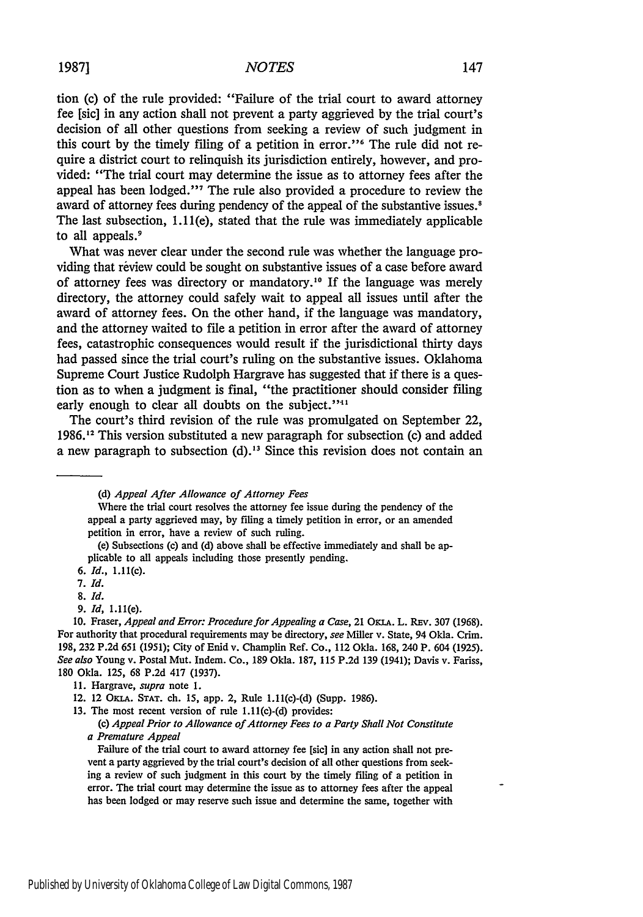tion (c) of the rule provided: "Failure of the trial court to award attorney fee [sic] in any action shall not prevent a party aggrieved by the trial court's decision of all other questions from seeking a review of such judgment in this court by the timely filing of a petition in error."[6] The rule did not require a district court to relinquish its jurisdiction entirely, however, and provided: "The trial court may determine the issue as to attorney fees after the appeal has been lodged."[7] The rule also provided a procedure to review the award of attorney fees during pendency of the appeal of the substantive issues.[8] The last subsection, 1.11(e), stated that the rule was immediately applicable to all appeals.[9]

What was never clear under the second rule was whether the language providing that review could be sought on substantive issues of a case before award of attorney fees was directory or mandatory.[10] If the language was merely directory, the attorney could safely wait to appeal all issues until after the award of attorney fees. On the other hand, if the language was mandatory, and the attorney waited to file a petition in error after the award of attorney fees, catastrophic consequences would result if the jurisdictional thirty days had passed since the trial court's ruling on the substantive issues. Oklahoma Supreme Court Justice Rudolph Hargrave has suggested that if there is a question as to when a judgment is final, "the practitioner should consider filing early enough to clear all doubts on the subject."[11]

The court's third revision of the rule was promulgated on September 22, 1986.[12] This version substituted a new paragraph for subsection (c) and added a new paragraph to subsection (d).[13] Since this revision does not contain an

---

(d) *Appeal After Allowance of Attorney Fees*

Where the trial court resolves the attorney fee issue during the pendency of the appeal a party aggrieved may, by filing a timely petition in error, or an amended petition in error, have a review of such ruling.

(e) Subsections (c) and (d) above shall be effective immediately and shall be applicable to all appeals including those presently pending.

6. *Id.*, 1.11(c).

7. *Id.*

8. *Id.*

9. *Id*, 1.11(e).

10. Fraser, *Appeal and Error: Procedure for Appealing a Case*, 21 OKLA. L. REV. 307 (1968). For authority that procedural requirements may be directory, *see* Miller v. State, 94 Okla. Crim. 198, 232 P.2d 651 (1951); City of Enid v. Champlin Ref. Co., 112 Okla. 168, 240 P. 604 (1925). *See also* Young v. Postal Mut. Indem. Co., 189 Okla. 187, 115 P.2d 139 (1941); Davis v. Fariss, 180 Okla. 125, 68 P.2d 417 (1937).

11. Hargrave, *supra* note 1.

12. 12 OKLA. STAT. ch. 15, app. 2, Rule 1.11(c)-(d) (Supp. 1986).

13. The most recent version of rule 1.11(c)-(d) provides:

(c) *Appeal Prior to Allowance of Attorney Fees to a Party Shall Not Constitute a Premature Appeal*

Failure of the trial court to award attorney fee [sic] in any action shall not prevent a party aggrieved by the trial court's decision of all other questions from seeking a review of such judgment in this court by the timely filing of a petition in error. The trial court may determine the issue as to attorney fees after the appeal has been lodged or may reserve such issue and determine the same, together with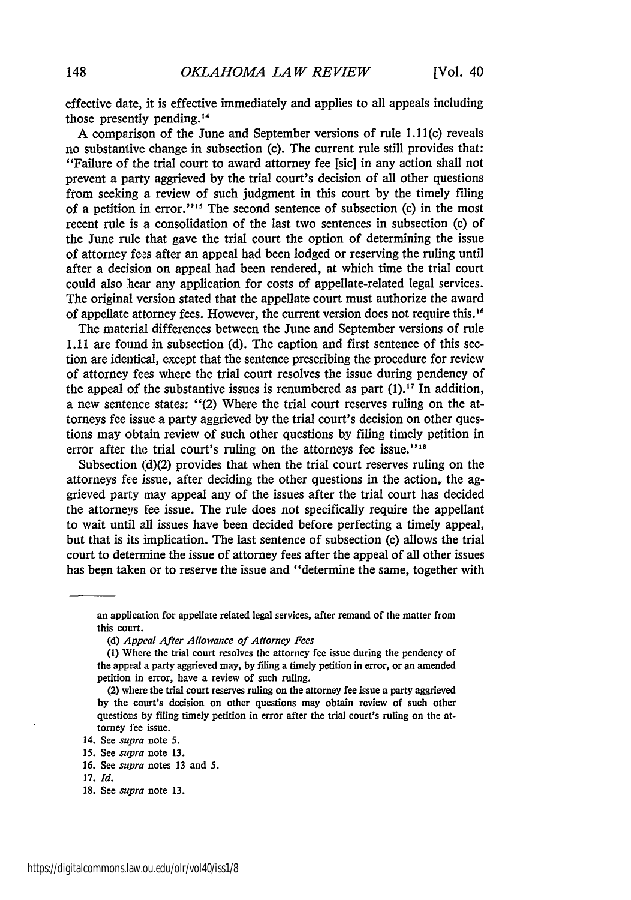effective date, it is effective immediately and applies to all appeals including those presently pending.[14]

A comparison of the June and September versions of rule 1.11(c) reveals no substantive change in subsection (c). The current rule still provides that: "Failure of the trial court to award attorney fee [sic] in any action shall not prevent a party aggrieved by the trial court's decision of all other questions from seeking a review of such judgment in this court by the timely filing of a petition in error."[15] The second sentence of subsection (c) in the most recent rule is a consolidation of the last two sentences in subsection (c) of the June rule that gave the trial court the option of determining the issue of attorney fees after an appeal had been lodged or reserving the ruling until after a decision on appeal had been rendered, at which time the trial court could also hear any application for costs of appellate-related legal services. The original version stated that the appellate court must authorize the award of appellate attorney fees. However, the current version does not require this.[16]

The material differences between the June and September versions of rule 1.11 are found in subsection (d). The caption and first sentence of this section are identical, except that the sentence prescribing the procedure for review of attorney fees where the trial court resolves the issue during pendency of the appeal of the substantive issues is renumbered as part (1).[17] In addition, a new sentence states: "(2) Where the trial court reserves ruling on the attorneys fee issue a party aggrieved by the trial court's decision on other questions may obtain review of such other questions by filing timely petition in error after the trial court's ruling on the attorneys fee issue."[18]

Subsection (d)(2) provides that when the trial court reserves ruling on the attorneys fee issue, after deciding the other questions in the action, the aggrieved party may appeal any of the issues after the trial court has decided the attorneys fee issue. The rule does not specifically require the appellant to wait until all issues have been decided before perfecting a timely appeal, but that is its implication. The last sentence of subsection (c) allows the trial court to determine the issue of attorney fees after the appeal of all other issues has been taken or to reserve the issue and "determine the same, together with

---

an application for appellate related legal services, after remand of the matter from this court.

(d) *Appeal After Allowance of Attorney Fees*

(1) Where the trial court resolves the attorney fee issue during the pendency of the appeal a party aggrieved may, by filing a timely petition in error, or an amended petition in error, have a review of such ruling.

(2) where the trial court reserves ruling on the attorney fee issue a party aggrieved by the court's decision on other questions may obtain review of such other questions by filing timely petition in error after the trial court's ruling on the attorney fee issue.

14. See *supra* note 5.

15. See *supra* note 13.

16. See *supra* notes 13 and 5.

17. *Id.*

18. See *supra* note 13.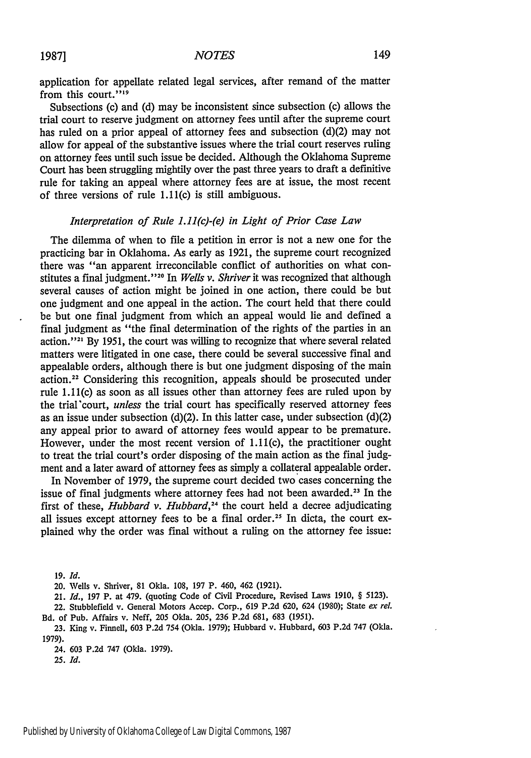application for appellate related legal services, after remand of the matter from this court."[19]

Subsections (c) and (d) may be inconsistent since subsection (c) allows the trial court to reserve judgment on attorney fees until after the supreme court has ruled on a prior appeal of attorney fees and subsection (d)(2) may not allow for appeal of the substantive issues where the trial court reserves ruling on attorney fees until such issue be decided. Although the Oklahoma Supreme Court has been struggling mightily over the past three years to draft a definitive rule for taking an appeal where attorney fees are at issue, the most recent of three versions of rule 1.11(c) is still ambiguous.

### *Interpretation of Rule 1.11(c)-(e) in Light of Prior Case Law*

The dilemma of when to file a petition in error is not a new one for the practicing bar in Oklahoma. As early as 1921, the supreme court recognized there was "an apparent irreconcilable conflict of authorities on what constitutes a final judgment."[20] In *Wells v. Shriver* it was recognized that although several causes of action might be joined in one action, there could be but one judgment and one appeal in the action. The court held that there could be but one final judgment from which an appeal would lie and defined a final judgment as "the final determination of the rights of the parties in an action."[21] By 1951, the court was willing to recognize that where several related matters were litigated in one case, there could be several successive final and appealable orders, although there is but one judgment disposing of the main action.[22] Considering this recognition, appeals should be prosecuted under rule 1.11(c) as soon as all issues other than attorney fees are ruled upon by the trial court, *unless* the trial court has specifically reserved attorney fees as an issue under subsection (d)(2). In this latter case, under subsection (d)(2) any appeal prior to award of attorney fees would appear to be premature. However, under the most recent version of 1.11(c), the practitioner ought to treat the trial court's order disposing of the main action as the final judgment and a later award of attorney fees as simply a collateral appealable order.

In November of 1979, the supreme court decided two cases concerning the issue of final judgments where attorney fees had not been awarded.[23] In the first of these, *Hubbard v. Hubbard*,[24] the court held a decree adjudicating all issues except attorney fees to be a final order.[25] In dicta, the court explained why the order was final without a ruling on the attorney fee issue:

19. *Id.*

20. Wells v. Shriver, 81 Okla. 108, 197 P. 460, 462 (1921).

21. *Id.*, 197 P. at 479. (quoting Code of Civil Procedure, Revised Laws 1910, § 5123).

22. Stubblefield v. General Motors Accep. Corp., 619 P.2d 620, 624 (1980); State *ex rel.* Bd. of Pub. Affairs v. Neff, 205 Okla. 205, 236 P.2d 681, 683 (1951).

23. King v. Finnell, 603 P.2d 754 (Okla. 1979); Hubbard v. Hubbard, 603 P.2d 747 (Okla. 1979).

24. 603 P.2d 747 (Okla. 1979).

25. *Id.*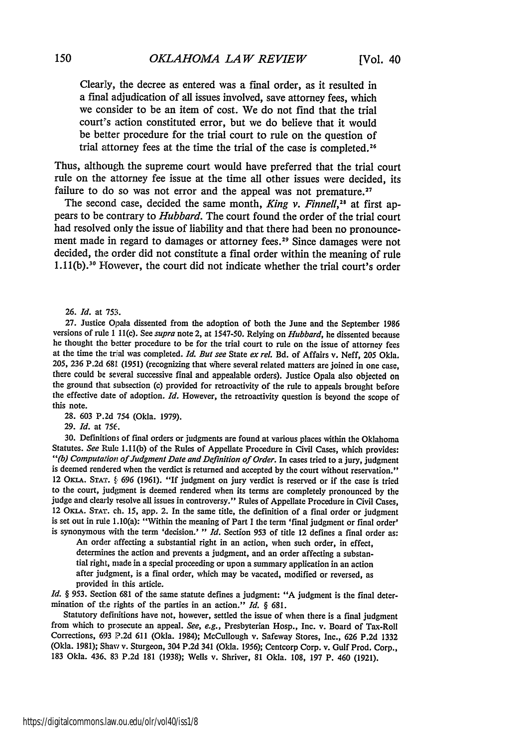> Clearly, the decree as entered was a final order, as it resulted in a final adjudication of all issues involved, save attorney fees, which we consider to be an item of cost. We do not find that the trial court's action constituted error, but we do believe that it would be better procedure for the trial court to rule on the question of trial attorney fees at the time the trial of the case is completed.[26]

Thus, although the supreme court would have preferred that the trial court rule on the attorney fee issue at the time all other issues were decided, its failure to do so was not error and the appeal was not premature.[27]

The second case, decided the same month, *King v. Finnell*,[28] at first appears to be contrary to *Hubbard*. The court found the order of the trial court had resolved only the issue of liability and that there had been no pronouncement made in regard to damages or attorney fees.[29] Since damages were not decided, the order did not constitute a final order within the meaning of rule 1.11(b).[30] However, the court did not indicate whether the trial court's order

---

26. *Id.* at 753.

27. Justice Opala dissented from the adoption of both the June and the September 1986 versions of rule 1 11(c). See *supra* note 2, at 1547-50. Relying on *Hubbard*, he dissented because he thought the better procedure to be for the trial court to rule on the issue of attorney fees at the time the trial was completed. *Id. But see* State *ex rel.* Bd. of Affairs v. Neff, 205 Okla. 205, 236 P.2d 681 (1951) (recognizing that where several related matters are joined in one case, there could be several successive final and appealable orders). Justice Opala also objected on the ground that subsection (c) provided for retroactivity of the rule to appeals brought before the effective date of adoption. *Id.* However, the retroactivity question is beyond the scope of this note.

28. 603 P.2d 754 (Okla. 1979).

29. *Id.* at 756.

30. Definitions of final orders or judgments are found at various places within the Oklahoma Statutes. *See* Rule 1.11(b) of the Rules of Appellate Procedure in Civil Cases, which provides: "*(b) Computation of Judgment Date and Definition of Order.* In cases tried to a jury, judgment is deemed rendered when the verdict is returned and accepted by the court without reservation." 12 OKLA. STAT. § 696 (1961). "If judgment on jury verdict is reserved or if the case is tried to the court, judgment is deemed rendered when its terms are completely pronounced by the judge and clearly resolve all issues in controversy." Rules of Appellate Procedure in Civil Cases, 12 OKLA. STAT. ch. 15, app. 2. In the same title, the definition of a final order or judgment is set out in rule 1.10(a): "Within the meaning of Part I the term 'final judgment or final order' is synonymous with the term 'decision.' " *Id.* Section 953 of title 12 defines a final order as:

> An order affecting a substantial right in an action, when such order, in effect, determines the action and prevents a judgment, and an order affecting a substantial right, made in a special proceeding or upon a summary application in an action after judgment, is a final order, which may be vacated, modified or reversed, as provided in this article.

*Id.* § 953. Section 681 of the same statute defines a judgment: "A judgment is the final determination of the rights of the parties in an action." *Id.* § 681.

Statutory definitions have not, however, settled the issue of when there is a final judgment from which to prosecute an appeal. *See, e.g.*, Presbyterian Hosp., Inc. v. Board of Tax-Roll Corrections, 693 P.2d 611 (Okla. 1984); McCullough v. Safeway Stores, Inc., 626 P.2d 1332 (Okla. 1981); Shaw v. Sturgeon, 304 P.2d 341 (Okla. 1956); Centcorp Corp. v. Gulf Prod. Corp., 183 Okla. 436, 83 P.2d 181 (1938); Wells v. Shriver, 81 Okla. 108, 197 P. 460 (1921).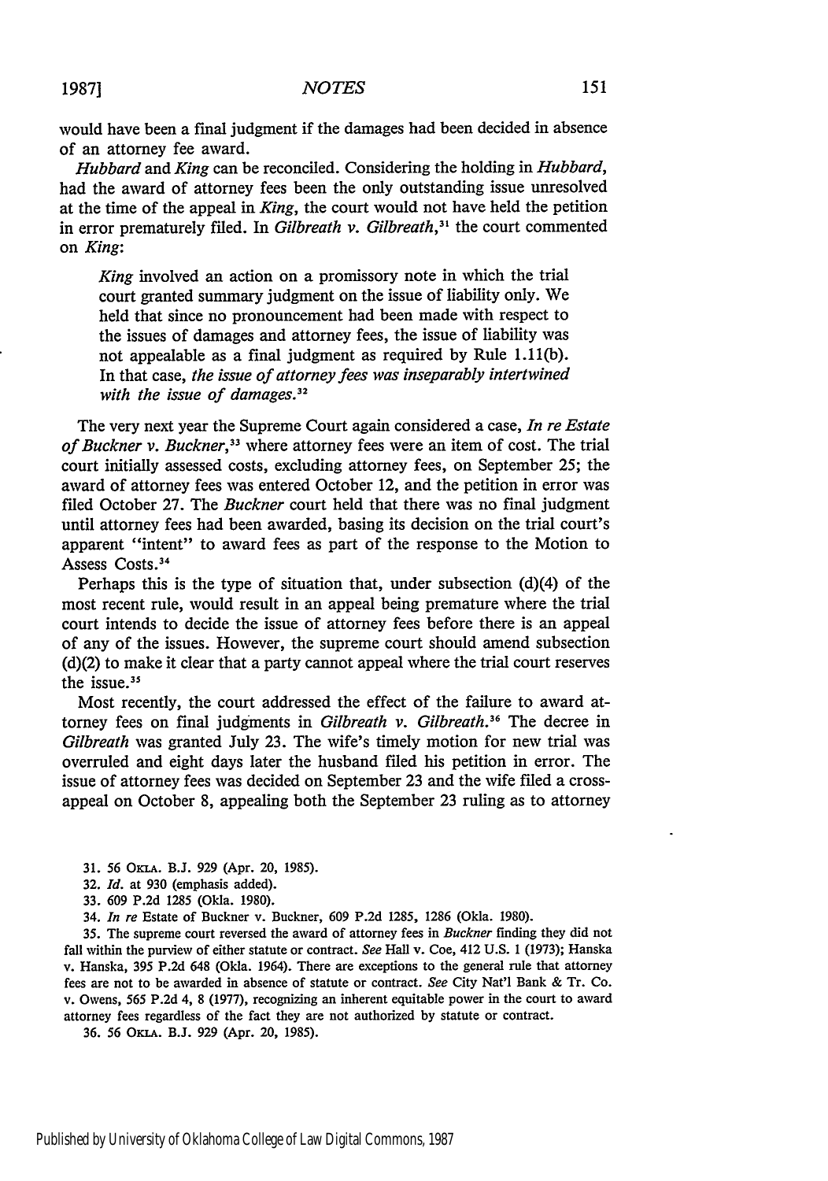would have been a final judgment if the damages had been decided in absence of an attorney fee award.

*Hubbard* and *King* can be reconciled. Considering the holding in *Hubbard*, had the award of attorney fees been the only outstanding issue unresolved at the time of the appeal in *King*, the court would not have held the petition in error prematurely filed. In *Gilbreath v. Gilbreath*,[31] the court commented on *King*:

> *King* involved an action on a promissory note in which the trial court granted summary judgment on the issue of liability only. We held that since no pronouncement had been made with respect to the issues of damages and attorney fees, the issue of liability was not appealable as a final judgment as required by Rule 1.11(b). In that case, *the issue of attorney fees was inseparably intertwined with the issue of damages.*[32]

The very next year the Supreme Court again considered a case, *In re Estate of Buckner v. Buckner*,[33] where attorney fees were an item of cost. The trial court initially assessed costs, excluding attorney fees, on September 25; the award of attorney fees was entered October 12, and the petition in error was filed October 27. The *Buckner* court held that there was no final judgment until attorney fees had been awarded, basing its decision on the trial court's apparent "intent" to award fees as part of the response to the Motion to Assess Costs.[34]

Perhaps this is the type of situation that, under subsection (d)(4) of the most recent rule, would result in an appeal being premature where the trial court intends to decide the issue of attorney fees before there is an appeal of any of the issues. However, the supreme court should amend subsection (d)(2) to make it clear that a party cannot appeal where the trial court reserves the issue.[35]

Most recently, the court addressed the effect of the failure to award attorney fees on final judgments in *Gilbreath v. Gilbreath*.[36] The decree in *Gilbreath* was granted July 23. The wife's timely motion for new trial was overruled and eight days later the husband filed his petition in error. The issue of attorney fees was decided on September 23 and the wife filed a cross-appeal on October 8, appealing both the September 23 ruling as to attorney

31. 56 OKLA. B.J. 929 (Apr. 20, 1985).

32. *Id.* at 930 (emphasis added).

33. 609 P.2d 1285 (Okla. 1980).

34. *In re* Estate of Buckner v. Buckner, 609 P.2d 1285, 1286 (Okla. 1980).

35. The supreme court reversed the award of attorney fees in *Buckner* finding they did not fall within the purview of either statute or contract. *See* Hall v. Coe, 412 U.S. 1 (1973); Hanska v. Hanska, 395 P.2d 648 (Okla. 1964). There are exceptions to the general rule that attorney fees are not to be awarded in absence of statute or contract. *See* City Nat'l Bank & Tr. Co. v. Owens, 565 P.2d 4, 8 (1977), recognizing an inherent equitable power in the court to award attorney fees regardless of the fact they are not authorized by statute or contract.

36. 56 OKLA. B.J. 929 (Apr. 20, 1985).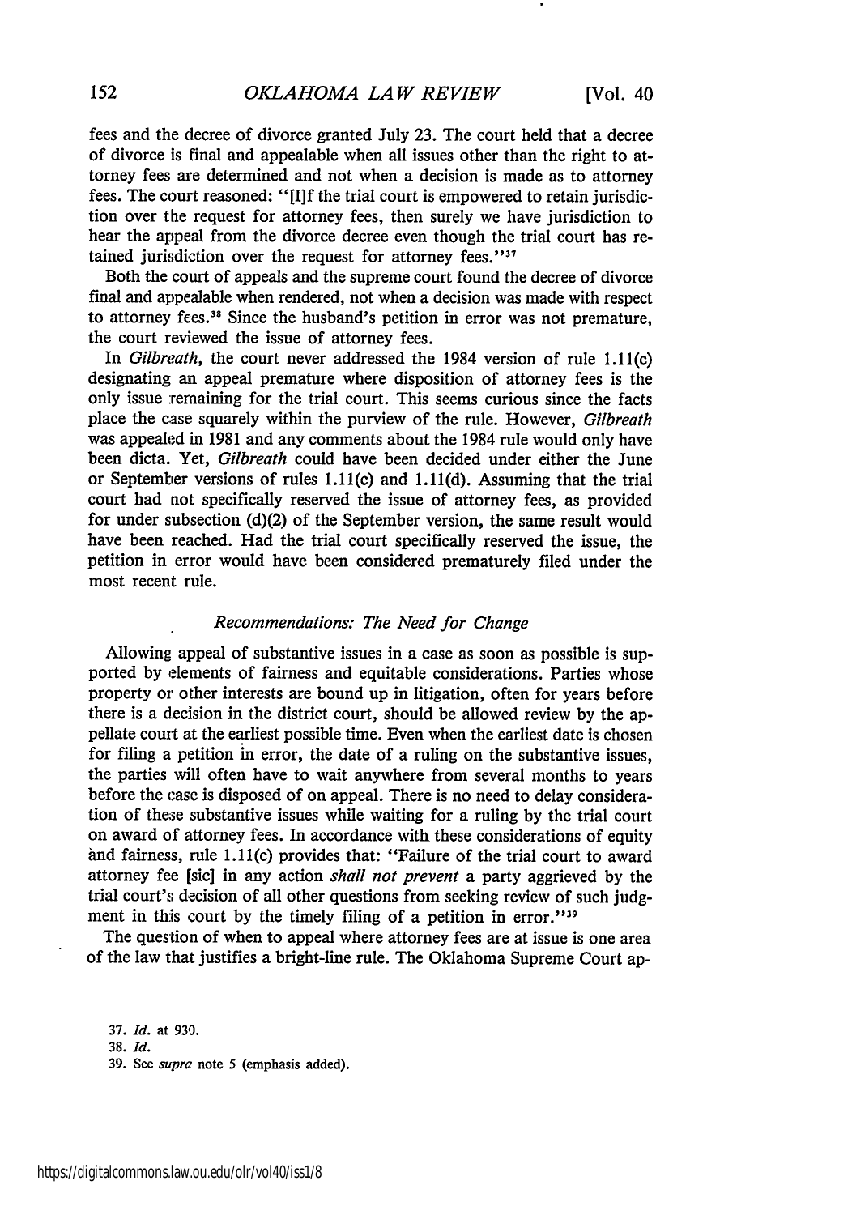fees and the decree of divorce granted July 23. The court held that a decree of divorce is final and appealable when all issues other than the right to attorney fees are determined and not when a decision is made as to attorney fees. The court reasoned: "[I]f the trial court is empowered to retain jurisdiction over the request for attorney fees, then surely we have jurisdiction to hear the appeal from the divorce decree even though the trial court has retained jurisdiction over the request for attorney fees."[37]

Both the court of appeals and the supreme court found the decree of divorce final and appealable when rendered, not when a decision was made with respect to attorney fees.[38] Since the husband's petition in error was not premature, the court reviewed the issue of attorney fees.

In *Gilbreath*, the court never addressed the 1984 version of rule 1.11(c) designating an appeal premature where disposition of attorney fees is the only issue remaining for the trial court. This seems curious since the facts place the case squarely within the purview of the rule. However, *Gilbreath* was appealed in 1981 and any comments about the 1984 rule would only have been dicta. Yet, *Gilbreath* could have been decided under either the June or September versions of rules 1.11(c) and 1.11(d). Assuming that the trial court had not specifically reserved the issue of attorney fees, as provided for under subsection (d)(2) of the September version, the same result would have been reached. Had the trial court specifically reserved the issue, the petition in error would have been considered prematurely filed under the most recent rule.

### *Recommendations: The Need for Change*

Allowing appeal of substantive issues in a case as soon as possible is supported by elements of fairness and equitable considerations. Parties whose property or other interests are bound up in litigation, often for years before there is a decision in the district court, should be allowed review by the appellate court at the earliest possible time. Even when the earliest date is chosen for filing a petition in error, the date of a ruling on the substantive issues, the parties will often have to wait anywhere from several months to years before the case is disposed of on appeal. There is no need to delay consideration of these substantive issues while waiting for a ruling by the trial court on award of attorney fees. In accordance with these considerations of equity and fairness, rule 1.11(c) provides that: "Failure of the trial court to award attorney fee [sic] in any action *shall not prevent* a party aggrieved by the trial court's decision of all other questions from seeking review of such judgment in this court by the timely filing of a petition in error."[39]

The question of when to appeal where attorney fees are at issue is one area of the law that justifies a bright-line rule. The Oklahoma Supreme Court ap-

37. *Id.* at 930.
38. *Id.*
39. See *supra* note 5 (emphasis added).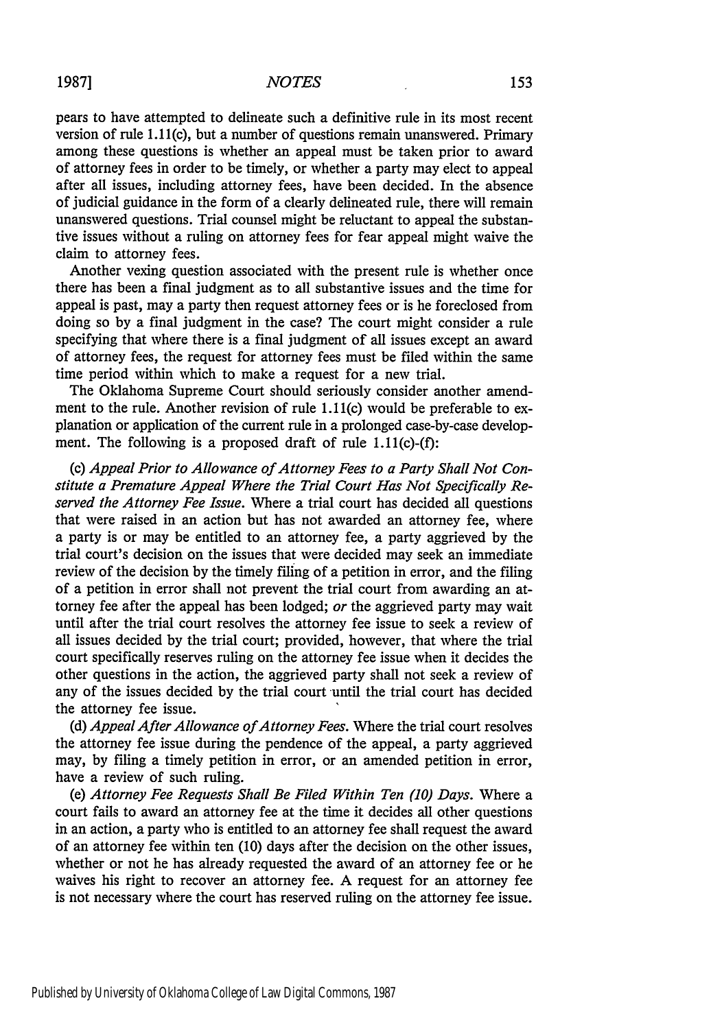pears to have attempted to delineate such a definitive rule in its most recent version of rule 1.11(c), but a number of questions remain unanswered. Primary among these questions is whether an appeal must be taken prior to award of attorney fees in order to be timely, or whether a party may elect to appeal after all issues, including attorney fees, have been decided. In the absence of judicial guidance in the form of a clearly delineated rule, there will remain unanswered questions. Trial counsel might be reluctant to appeal the substantive issues without a ruling on attorney fees for fear appeal might waive the claim to attorney fees.

Another vexing question associated with the present rule is whether once there has been a final judgment as to all substantive issues and the time for appeal is past, may a party then request attorney fees or is he foreclosed from doing so by a final judgment in the case? The court might consider a rule specifying that where there is a final judgment of all issues except an award of attorney fees, the request for attorney fees must be filed within the same time period within which to make a request for a new trial.

The Oklahoma Supreme Court should seriously consider another amendment to the rule. Another revision of rule 1.11(c) would be preferable to explanation or application of the current rule in a prolonged case-by-case development. The following is a proposed draft of rule 1.11(c)-(f):

(c) *Appeal Prior to Allowance of Attorney Fees to a Party Shall Not Constitute a Premature Appeal Where the Trial Court Has Not Specifically Reserved the Attorney Fee Issue.* Where a trial court has decided all questions that were raised in an action but has not awarded an attorney fee, where a party is or may be entitled to an attorney fee, a party aggrieved by the trial court's decision on the issues that were decided may seek an immediate review of the decision by the timely filing of a petition in error, and the filing of a petition in error shall not prevent the trial court from awarding an attorney fee after the appeal has been lodged; *or* the aggrieved party may wait until after the trial court resolves the attorney fee issue to seek a review of all issues decided by the trial court; provided, however, that where the trial court specifically reserves ruling on the attorney fee issue when it decides the other questions in the action, the aggrieved party shall not seek a review of any of the issues decided by the trial court until the trial court has decided the attorney fee issue.

(d) *Appeal After Allowance of Attorney Fees.* Where the trial court resolves the attorney fee issue during the pendence of the appeal, a party aggrieved may, by filing a timely petition in error, or an amended petition in error, have a review of such ruling.

(e) *Attorney Fee Requests Shall Be Filed Within Ten (10) Days.* Where a court fails to award an attorney fee at the time it decides all other questions in an action, a party who is entitled to an attorney fee shall request the award of an attorney fee within ten (10) days after the decision on the other issues, whether or not he has already requested the award of an attorney fee or he waives his right to recover an attorney fee. A request for an attorney fee is not necessary where the court has reserved ruling on the attorney fee issue.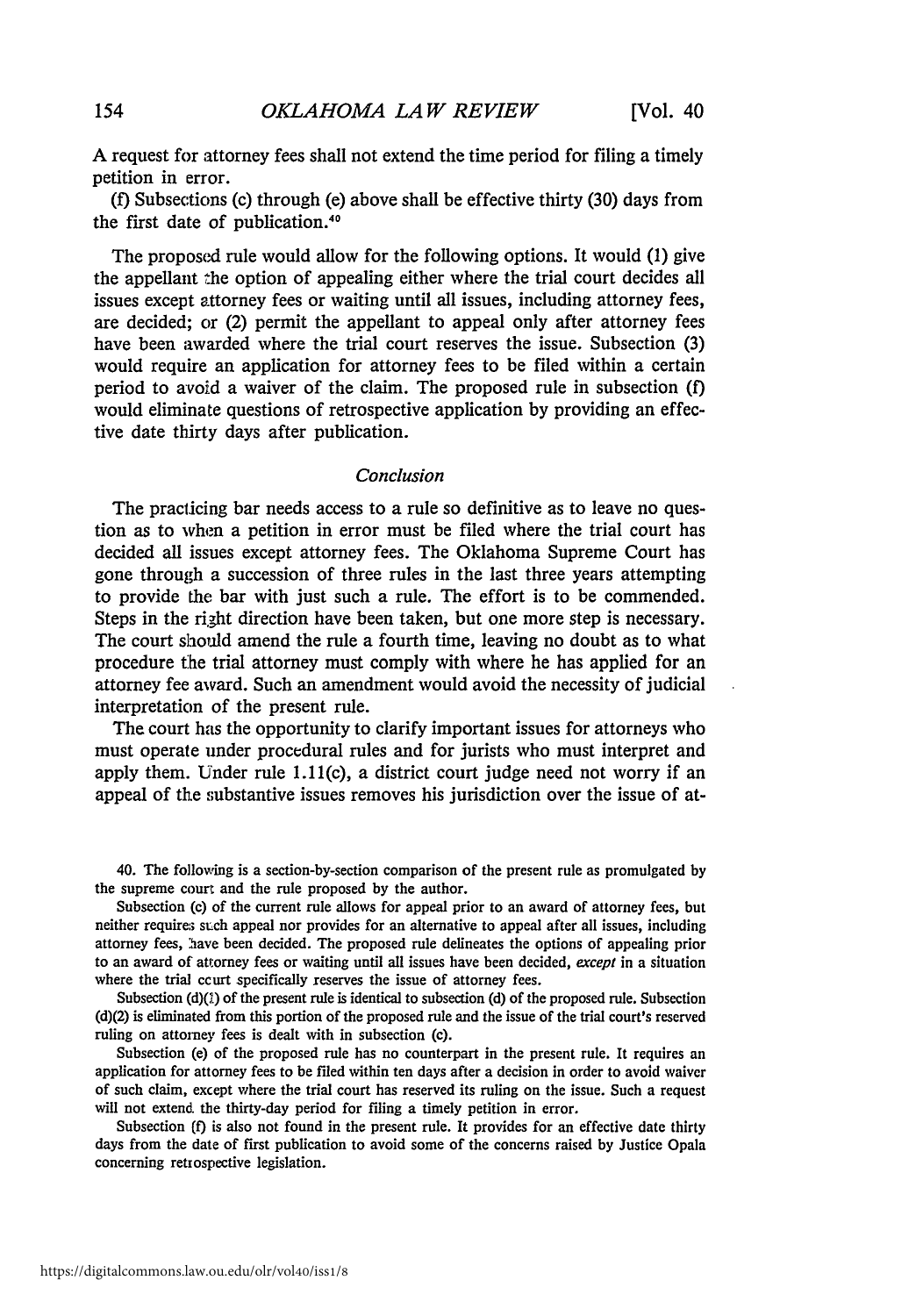A request for attorney fees shall not extend the time period for filing a timely petition in error.

(f) Subsections (c) through (e) above shall be effective thirty (30) days from the first date of publication.[40]

The proposed rule would allow for the following options. It would (1) give the appellant the option of appealing either where the trial court decides all issues except attorney fees or waiting until all issues, including attorney fees, are decided; or (2) permit the appellant to appeal only after attorney fees have been awarded where the trial court reserves the issue. Subsection (3) would require an application for attorney fees to be filed within a certain period to avoid a waiver of the claim. The proposed rule in subsection (f) would eliminate questions of retrospective application by providing an effective date thirty days after publication.

### *Conclusion*

The practicing bar needs access to a rule so definitive as to leave no question as to when a petition in error must be filed where the trial court has decided all issues except attorney fees. The Oklahoma Supreme Court has gone through a succession of three rules in the last three years attempting to provide the bar with just such a rule. The effort is to be commended. Steps in the right direction have been taken, but one more step is necessary. The court should amend the rule a fourth time, leaving no doubt as to what procedure the trial attorney must comply with where he has applied for an attorney fee award. Such an amendment would avoid the necessity of judicial interpretation of the present rule.

The court has the opportunity to clarify important issues for attorneys who must operate under procedural rules and for jurists who must interpret and apply them. Under rule 1.11(c), a district court judge need not worry if an appeal of the substantive issues removes his jurisdiction over the issue of at-

40. The following is a section-by-section comparison of the present rule as promulgated by the supreme court and the rule proposed by the author.

Subsection (c) of the current rule allows for appeal prior to an award of attorney fees, but neither requires such appeal nor provides for an alternative to appeal after all issues, including attorney fees, have been decided. The proposed rule delineates the options of appealing prior to an award of attorney fees or waiting until all issues have been decided, *except* in a situation where the trial court specifically reserves the issue of attorney fees.

Subsection (d)(1) of the present rule is identical to subsection (d) of the proposed rule. Subsection (d)(2) is eliminated from this portion of the proposed rule and the issue of the trial court's reserved ruling on attorney fees is dealt with in subsection (c).

Subsection (e) of the proposed rule has no counterpart in the present rule. It requires an application for attorney fees to be filed within ten days after a decision in order to avoid waiver of such claim, except where the trial court has reserved its ruling on the issue. Such a request will not extend the thirty-day period for filing a timely petition in error.

Subsection (f) is also not found in the present rule. It provides for an effective date thirty days from the date of first publication to avoid some of the concerns raised by Justice Opala concerning retrospective legislation.